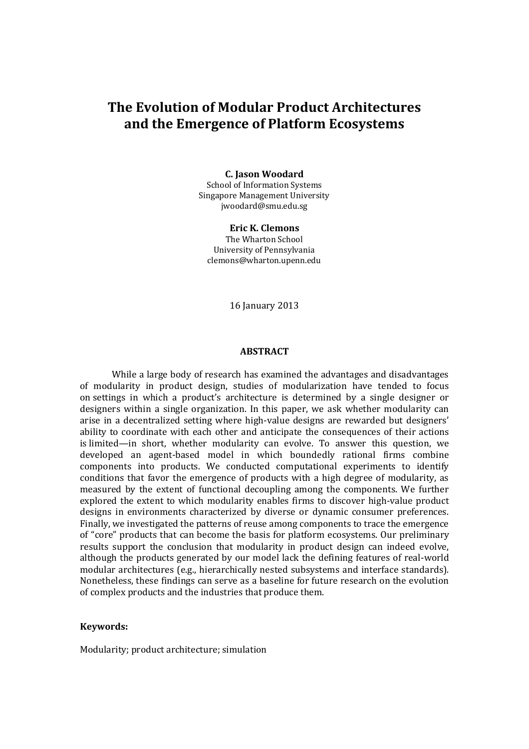# The Evolution of Modular Product Architectures and the Emergence of Platform Ecosystems

**C. Jason Woodard**
School of Information Systems
Singapore Management University
jwoodard@smu.edu.sg

**Eric K. Clemons**
The Wharton School
University of Pennsylvania
clemons@wharton.upenn.edu

16 January 2013

## ABSTRACT

While a large body of research has examined the advantages and disadvantages of modularity in product design, studies of modularization have tended to focus on settings in which a product's architecture is determined by a single designer or designers within a single organization. In this paper, we ask whether modularity can arise in a decentralized setting where high-value designs are rewarded but designers' ability to coordinate with each other and anticipate the consequences of their actions is limited—in short, whether modularity can evolve. To answer this question, we developed an agent-based model in which boundedly rational firms combine components into products. We conducted computational experiments to identify conditions that favor the emergence of products with a high degree of modularity, as measured by the extent of functional decoupling among the components. We further explored the extent to which modularity enables firms to discover high-value product designs in environments characterized by diverse or dynamic consumer preferences. Finally, we investigated the patterns of reuse among components to trace the emergence of "core" products that can become the basis for platform ecosystems. Our preliminary results support the conclusion that modularity in product design can indeed evolve, although the products generated by our model lack the defining features of real-world modular architectures (e.g., hierarchically nested subsystems and interface standards). Nonetheless, these findings can serve as a baseline for future research on the evolution of complex products and the industries that produce them.

**Keywords:**

Modularity; product architecture; simulation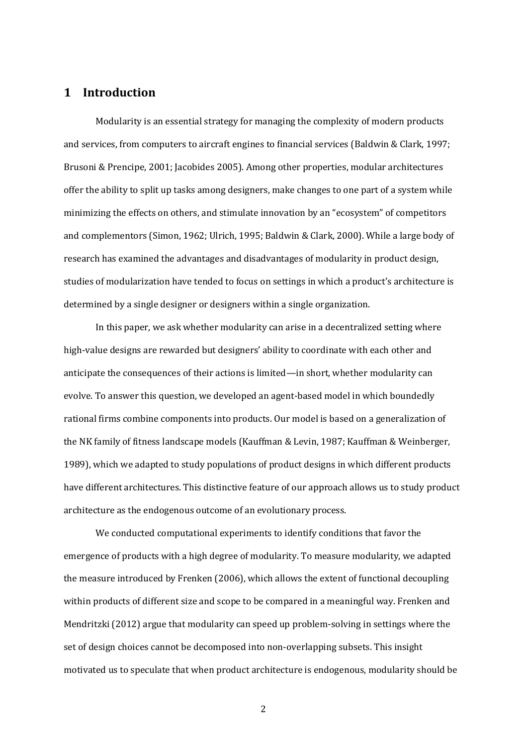# 1 Introduction

Modularity is an essential strategy for managing the complexity of modern products and services, from computers to aircraft engines to financial services (Baldwin & Clark, 1997; Brusoni & Prencipe, 2001; Jacobides 2005). Among other properties, modular architectures offer the ability to split up tasks among designers, make changes to one part of a system while minimizing the effects on others, and stimulate innovation by an "ecosystem" of competitors and complementors (Simon, 1962; Ulrich, 1995; Baldwin & Clark, 2000). While a large body of research has examined the advantages and disadvantages of modularity in product design, studies of modularization have tended to focus on settings in which a product's architecture is determined by a single designer or designers within a single organization.

In this paper, we ask whether modularity can arise in a decentralized setting where high-value designs are rewarded but designers' ability to coordinate with each other and anticipate the consequences of their actions is limited—in short, whether modularity can evolve. To answer this question, we developed an agent-based model in which boundedly rational firms combine components into products. Our model is based on a generalization of the NK family of fitness landscape models (Kauffman & Levin, 1987; Kauffman & Weinberger, 1989), which we adapted to study populations of product designs in which different products have different architectures. This distinctive feature of our approach allows us to study product architecture as the endogenous outcome of an evolutionary process.

We conducted computational experiments to identify conditions that favor the emergence of products with a high degree of modularity. To measure modularity, we adapted the measure introduced by Frenken (2006), which allows the extent of functional decoupling within products of different size and scope to be compared in a meaningful way. Frenken and Mendritzki (2012) argue that modularity can speed up problem-solving in settings where the set of design choices cannot be decomposed into non-overlapping subsets. This insight motivated us to speculate that when product architecture is endogenous, modularity should be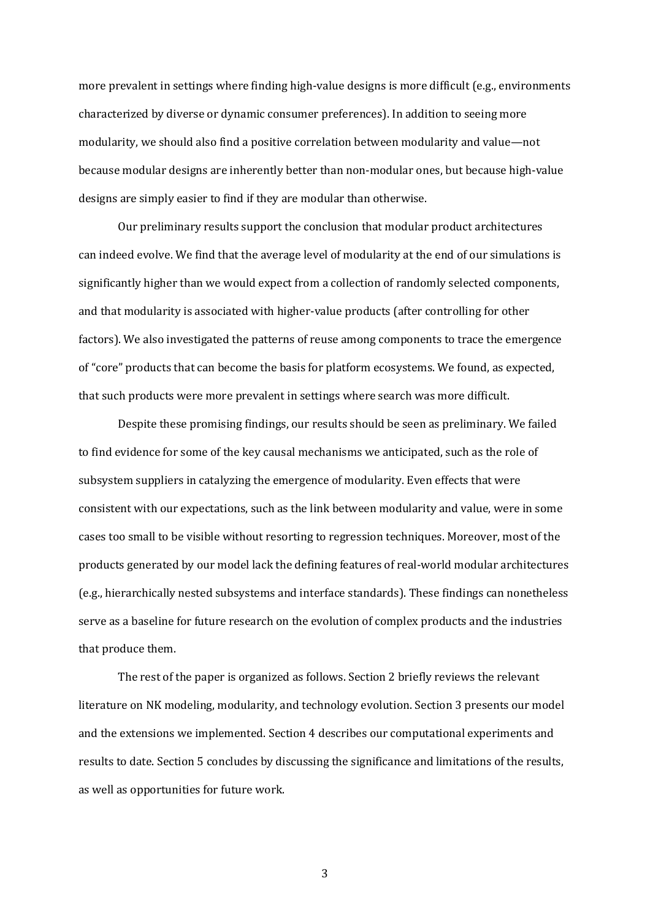more prevalent in settings where finding high-value designs is more difficult (e.g., environments characterized by diverse or dynamic consumer preferences). In addition to seeing more modularity, we should also find a positive correlation between modularity and value—not because modular designs are inherently better than non-modular ones, but because high-value designs are simply easier to find if they are modular than otherwise.

Our preliminary results support the conclusion that modular product architectures can indeed evolve. We find that the average level of modularity at the end of our simulations is significantly higher than we would expect from a collection of randomly selected components, and that modularity is associated with higher-value products (after controlling for other factors). We also investigated the patterns of reuse among components to trace the emergence of "core" products that can become the basis for platform ecosystems. We found, as expected, that such products were more prevalent in settings where search was more difficult.

Despite these promising findings, our results should be seen as preliminary. We failed to find evidence for some of the key causal mechanisms we anticipated, such as the role of subsystem suppliers in catalyzing the emergence of modularity. Even effects that were consistent with our expectations, such as the link between modularity and value, were in some cases too small to be visible without resorting to regression techniques. Moreover, most of the products generated by our model lack the defining features of real-world modular architectures (e.g., hierarchically nested subsystems and interface standards). These findings can nonetheless serve as a baseline for future research on the evolution of complex products and the industries that produce them.

The rest of the paper is organized as follows. Section 2 briefly reviews the relevant literature on NK modeling, modularity, and technology evolution. Section 3 presents our model and the extensions we implemented. Section 4 describes our computational experiments and results to date. Section 5 concludes by discussing the significance and limitations of the results, as well as opportunities for future work.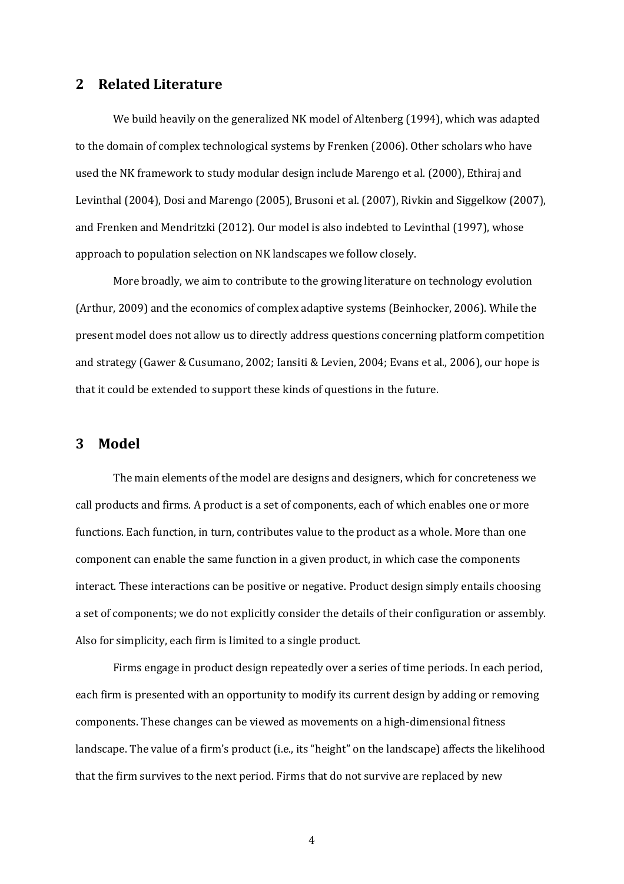## 2 Related Literature

We build heavily on the generalized NK model of Altenberg (1994), which was adapted to the domain of complex technological systems by Frenken (2006). Other scholars who have used the NK framework to study modular design include Marengo et al. (2000), Ethiraj and Levinthal (2004), Dosi and Marengo (2005), Brusoni et al. (2007), Rivkin and Siggelkow (2007), and Frenken and Mendritzki (2012). Our model is also indebted to Levinthal (1997), whose approach to population selection on NK landscapes we follow closely.

More broadly, we aim to contribute to the growing literature on technology evolution (Arthur, 2009) and the economics of complex adaptive systems (Beinhocker, 2006). While the present model does not allow us to directly address questions concerning platform competition and strategy (Gawer & Cusumano, 2002; Iansiti & Levien, 2004; Evans et al., 2006), our hope is that it could be extended to support these kinds of questions in the future.

## 3 Model

The main elements of the model are designs and designers, which for concreteness we call products and firms. A product is a set of components, each of which enables one or more functions. Each function, in turn, contributes value to the product as a whole. More than one component can enable the same function in a given product, in which case the components interact. These interactions can be positive or negative. Product design simply entails choosing a set of components; we do not explicitly consider the details of their configuration or assembly. Also for simplicity, each firm is limited to a single product.

Firms engage in product design repeatedly over a series of time periods. In each period, each firm is presented with an opportunity to modify its current design by adding or removing components. These changes can be viewed as movements on a high-dimensional fitness landscape. The value of a firm's product (i.e., its "height" on the landscape) affects the likelihood that the firm survives to the next period. Firms that do not survive are replaced by new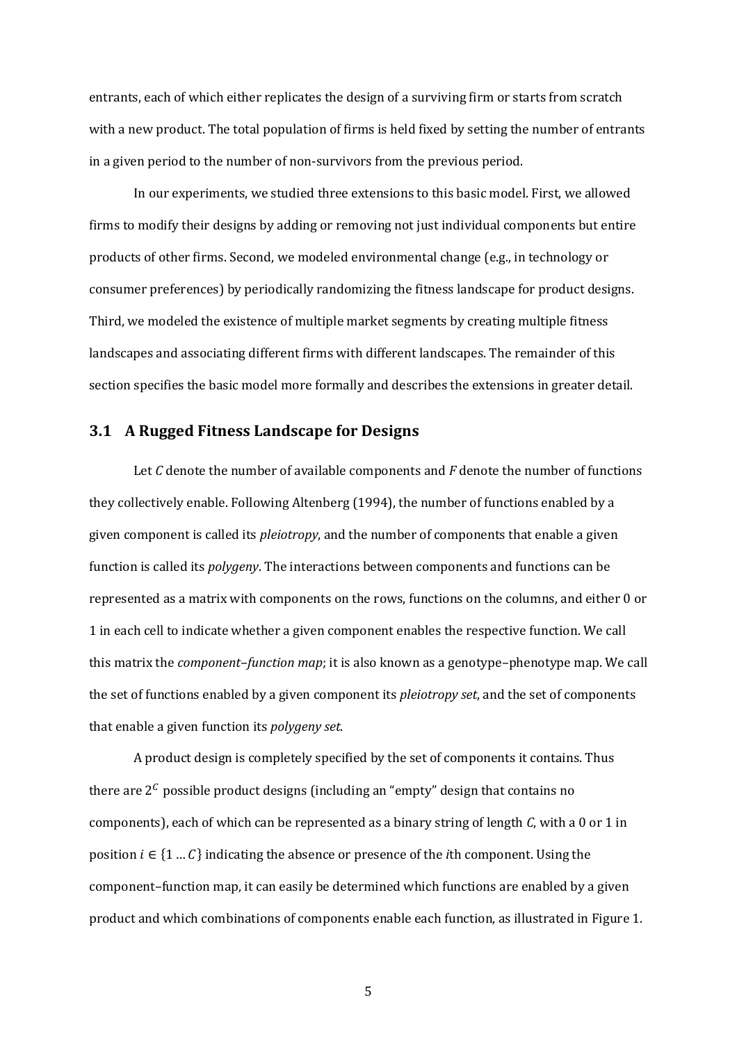entrants, each of which either replicates the design of a surviving firm or starts from scratch with a new product. The total population of firms is held fixed by setting the number of entrants in a given period to the number of non-survivors from the previous period.

In our experiments, we studied three extensions to this basic model. First, we allowed firms to modify their designs by adding or removing not just individual components but entire products of other firms. Second, we modeled environmental change (e.g., in technology or consumer preferences) by periodically randomizing the fitness landscape for product designs. Third, we modeled the existence of multiple market segments by creating multiple fitness landscapes and associating different firms with different landscapes. The remainder of this section specifies the basic model more formally and describes the extensions in greater detail.

## 3.1 A Rugged Fitness Landscape for Designs

Let $C$ denote the number of available components and $F$ denote the number of functions they collectively enable. Following Altenberg (1994), the number of functions enabled by a given component is called its *pleiotropy*, and the number of components that enable a given function is called its *polygeny*. The interactions between components and functions can be represented as a matrix with components on the rows, functions on the columns, and either 0 or 1 in each cell to indicate whether a given component enables the respective function. We call this matrix the *component–function map*; it is also known as a genotype–phenotype map. We call the set of functions enabled by a given component its *pleiotropy set*, and the set of components that enable a given function its *polygeny set*.

A product design is completely specified by the set of components it contains. Thus there are $2^C$ possible product designs (including an "empty" design that contains no components), each of which can be represented as a binary string of length $C$, with a 0 or 1 in position $i \in \{1 \dots C\}$ indicating the absence or presence of the $i$th component. Using the component–function map, it can easily be determined which functions are enabled by a given product and which combinations of components enable each function, as illustrated in Figure 1.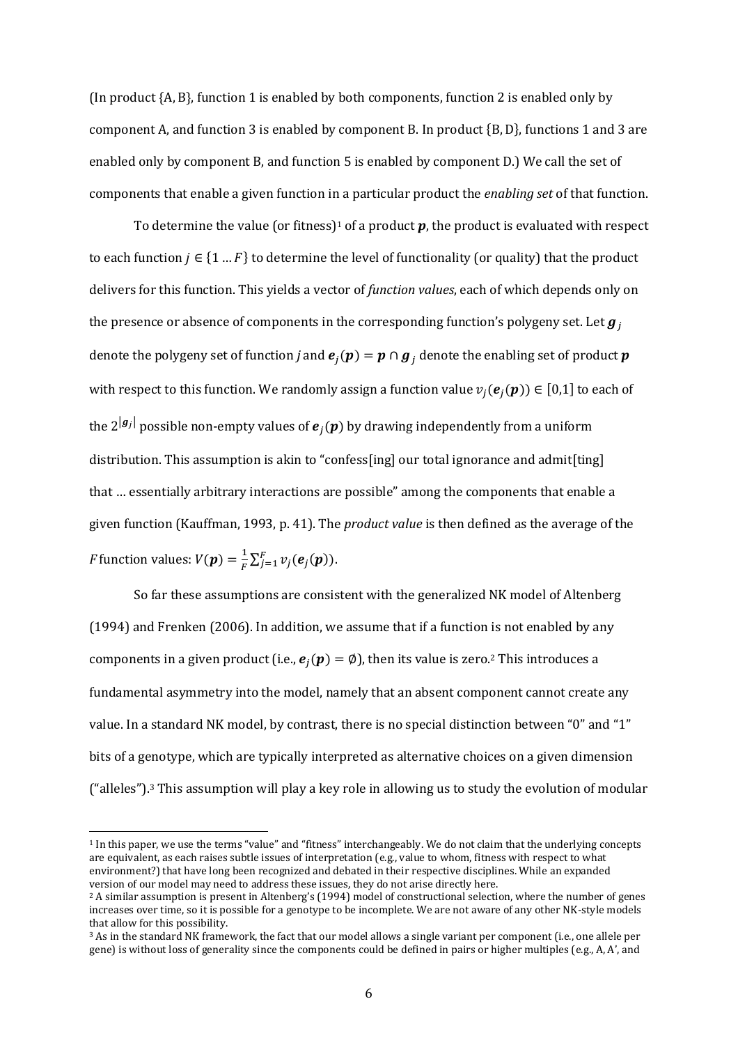(In product {A, B}, function 1 is enabled by both components, function 2 is enabled only by component A, and function 3 is enabled by component B. In product {B, D}, functions 1 and 3 are enabled only by component B, and function 5 is enabled by component D.) We call the set of components that enable a given function in a particular product the *enabling set* of that function.

To determine the value (or fitness)[1] of a product $\boldsymbol{p}$, the product is evaluated with respect to each function $j \in \{1 \dots F\}$ to determine the level of functionality (or quality) that the product delivers for this function. This yields a vector of *function values*, each of which depends only on the presence or absence of components in the corresponding function's polygeny set. Let $\boldsymbol{g}_j$ denote the polygeny set of function *j* and $\boldsymbol{e}_j(\boldsymbol{p}) = \boldsymbol{p} \cap \boldsymbol{g}_j$ denote the enabling set of product $\boldsymbol{p}$ with respect to this function. We randomly assign a function value $v_j(\boldsymbol{e}_j(\boldsymbol{p})) \in [0,1]$ to each of the $2^{|\boldsymbol{g}_j|}$ possible non-empty values of $\boldsymbol{e}_j(\boldsymbol{p})$ by drawing independently from a uniform distribution. This assumption is akin to "confess[ing] our total ignorance and admit[ting] that … essentially arbitrary interactions are possible" among the components that enable a given function (Kauffman, 1993, p. 41). The *product value* is then defined as the average of the *F* function values: $V(\boldsymbol{p}) = \frac{1}{F}\sum_{j=1}^{F} v_j(\boldsymbol{e}_j(\boldsymbol{p}))$.

So far these assumptions are consistent with the generalized NK model of Altenberg (1994) and Frenken (2006). In addition, we assume that if a function is not enabled by any components in a given product (i.e., $\boldsymbol{e}_j(\boldsymbol{p}) = \emptyset$), then its value is zero.[2] This introduces a fundamental asymmetry into the model, namely that an absent component cannot create any value. In a standard NK model, by contrast, there is no special distinction between "0" and "1" bits of a genotype, which are typically interpreted as alternative choices on a given dimension ("alleles").[3] This assumption will play a key role in allowing us to study the evolution of modular

---

[1] In this paper, we use the terms "value" and "fitness" interchangeably. We do not claim that the underlying concepts are equivalent, as each raises subtle issues of interpretation (e.g., value to whom, fitness with respect to what environment?) that have long been recognized and debated in their respective disciplines. While an expanded version of our model may need to address these issues, they do not arise directly here.

[2] A similar assumption is present in Altenberg's (1994) model of constructional selection, where the number of genes increases over time, so it is possible for a genotype to be incomplete. We are not aware of any other NK-style models that allow for this possibility.

[3] As in the standard NK framework, the fact that our model allows a single variant per component (i.e., one allele per gene) is without loss of generality since the components could be defined in pairs or higher multiples (e.g., A, A', and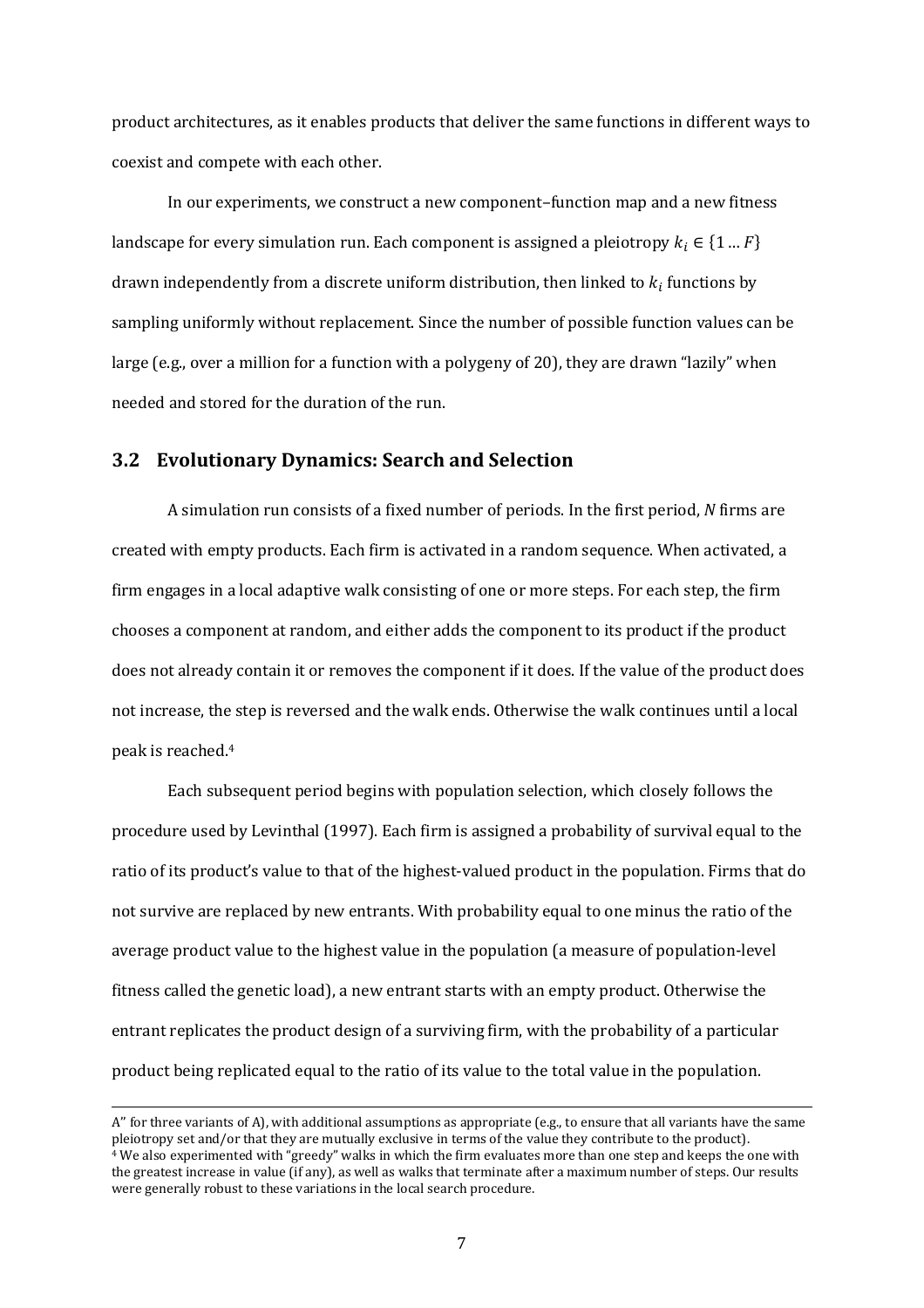product architectures, as it enables products that deliver the same functions in different ways to coexist and compete with each other.

In our experiments, we construct a new component–function map and a new fitness landscape for every simulation run. Each component is assigned a pleiotropy $k_i \in \{1 \dots F\}$ drawn independently from a discrete uniform distribution, then linked to $k_i$ functions by sampling uniformly without replacement. Since the number of possible function values can be large (e.g., over a million for a function with a polygeny of 20), they are drawn "lazily" when needed and stored for the duration of the run.

## 3.2 Evolutionary Dynamics: Search and Selection

A simulation run consists of a fixed number of periods. In the first period, *N* firms are created with empty products. Each firm is activated in a random sequence. When activated, a firm engages in a local adaptive walk consisting of one or more steps. For each step, the firm chooses a component at random, and either adds the component to its product if the product does not already contain it or removes the component if it does. If the value of the product does not increase, the step is reversed and the walk ends. Otherwise the walk continues until a local peak is reached.[4]

Each subsequent period begins with population selection, which closely follows the procedure used by Levinthal (1997). Each firm is assigned a probability of survival equal to the ratio of its product's value to that of the highest-valued product in the population. Firms that do not survive are replaced by new entrants. With probability equal to one minus the ratio of the average product value to the highest value in the population (a measure of population-level fitness called the genetic load), a new entrant starts with an empty product. Otherwise the entrant replicates the product design of a surviving firm, with the probability of a particular product being replicated equal to the ratio of its value to the total value in the population.

---

A" for three variants of A), with additional assumptions as appropriate (e.g., to ensure that all variants have the same pleiotropy set and/or that they are mutually exclusive in terms of the value they contribute to the product).

[4] We also experimented with "greedy" walks in which the firm evaluates more than one step and keeps the one with the greatest increase in value (if any), as well as walks that terminate after a maximum number of steps. Our results were generally robust to these variations in the local search procedure.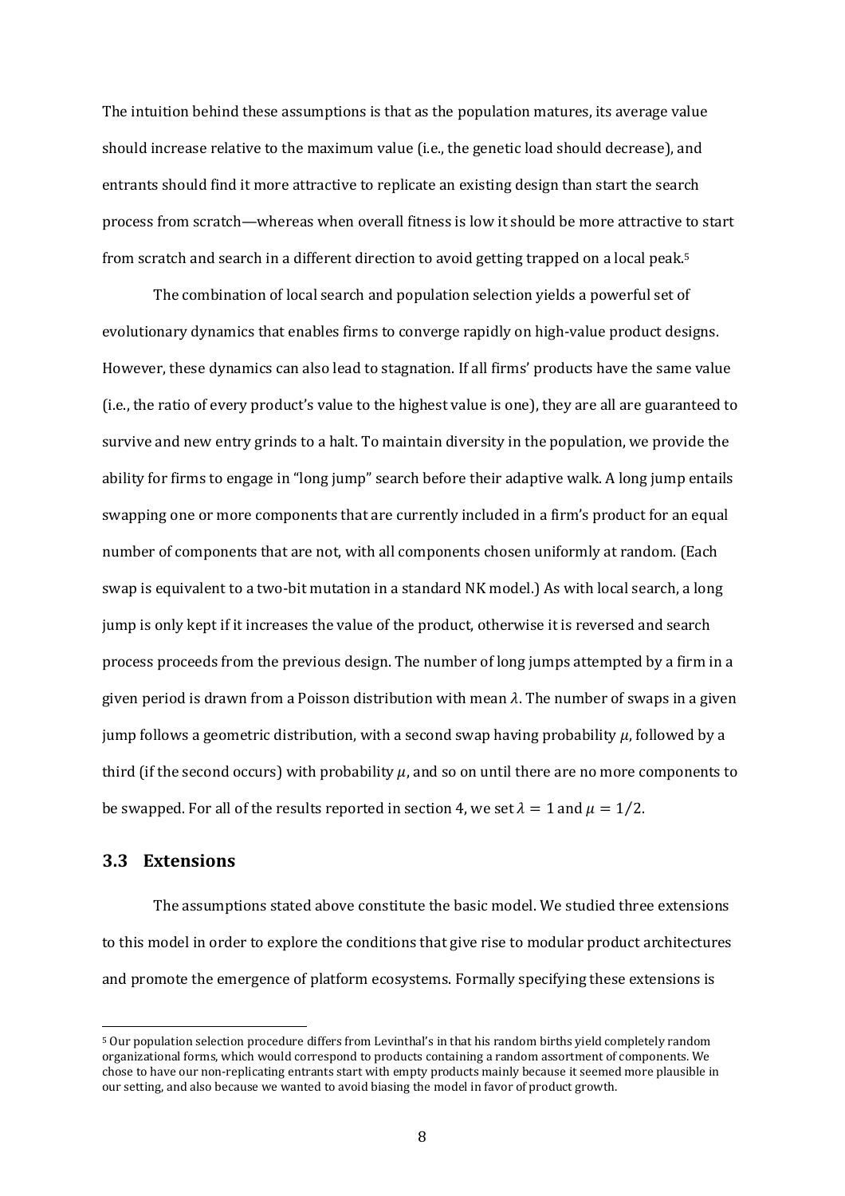The intuition behind these assumptions is that as the population matures, its average value should increase relative to the maximum value (i.e., the genetic load should decrease), and entrants should find it more attractive to replicate an existing design than start the search process from scratch—whereas when overall fitness is low it should be more attractive to start from scratch and search in a different direction to avoid getting trapped on a local peak.[5]

The combination of local search and population selection yields a powerful set of evolutionary dynamics that enables firms to converge rapidly on high-value product designs. However, these dynamics can also lead to stagnation. If all firms' products have the same value (i.e., the ratio of every product's value to the highest value is one), they are all are guaranteed to survive and new entry grinds to a halt. To maintain diversity in the population, we provide the ability for firms to engage in "long jump" search before their adaptive walk. A long jump entails swapping one or more components that are currently included in a firm's product for an equal number of components that are not, with all components chosen uniformly at random. (Each swap is equivalent to a two-bit mutation in a standard NK model.) As with local search, a long jump is only kept if it increases the value of the product, otherwise it is reversed and search process proceeds from the previous design. The number of long jumps attempted by a firm in a given period is drawn from a Poisson distribution with mean $\lambda$. The number of swaps in a given jump follows a geometric distribution, with a second swap having probability $\mu$, followed by a third (if the second occurs) with probability $\mu$, and so on until there are no more components to be swapped. For all of the results reported in section 4, we set $\lambda = 1$ and $\mu = 1/2$.

## 3.3 Extensions

The assumptions stated above constitute the basic model. We studied three extensions to this model in order to explore the conditions that give rise to modular product architectures and promote the emergence of platform ecosystems. Formally specifying these extensions is

[5] Our population selection procedure differs from Levinthal's in that his random births yield completely random organizational forms, which would correspond to products containing a random assortment of components. We chose to have our non-replicating entrants start with empty products mainly because it seemed more plausible in our setting, and also because we wanted to avoid biasing the model in favor of product growth.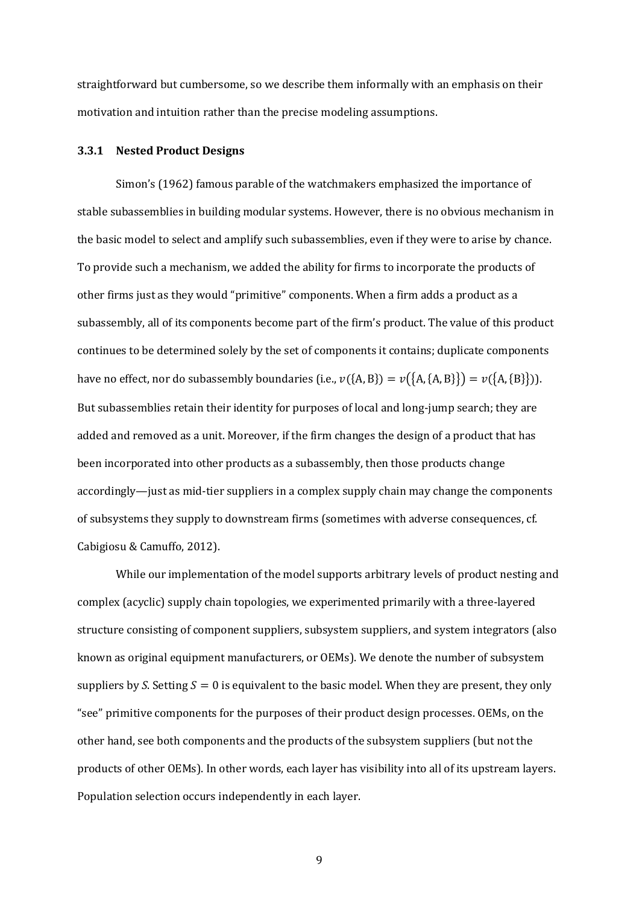straightforward but cumbersome, so we describe them informally with an emphasis on their motivation and intuition rather than the precise modeling assumptions.

### 3.3.1 Nested Product Designs

Simon's (1962) famous parable of the watchmakers emphasized the importance of stable subassemblies in building modular systems. However, there is no obvious mechanism in the basic model to select and amplify such subassemblies, even if they were to arise by chance. To provide such a mechanism, we added the ability for firms to incorporate the products of other firms just as they would "primitive" components. When a firm adds a product as a subassembly, all of its components become part of the firm's product. The value of this product continues to be determined solely by the set of components it contains; duplicate components have no effect, nor do subassembly boundaries (i.e., $v(\{A, B\}) = v(\{A, \{A, B\}\}) = v(\{A, \{B\}\})$). But subassemblies retain their identity for purposes of local and long-jump search; they are added and removed as a unit. Moreover, if the firm changes the design of a product that has been incorporated into other products as a subassembly, then those products change accordingly—just as mid-tier suppliers in a complex supply chain may change the components of subsystems they supply to downstream firms (sometimes with adverse consequences, cf. Cabigiosu & Camuffo, 2012).

While our implementation of the model supports arbitrary levels of product nesting and complex (acyclic) supply chain topologies, we experimented primarily with a three-layered structure consisting of component suppliers, subsystem suppliers, and system integrators (also known as original equipment manufacturers, or OEMs). We denote the number of subsystem suppliers by $S$. Setting $S = 0$ is equivalent to the basic model. When they are present, they only "see" primitive components for the purposes of their product design processes. OEMs, on the other hand, see both components and the products of the subsystem suppliers (but not the products of other OEMs). In other words, each layer has visibility into all of its upstream layers. Population selection occurs independently in each layer.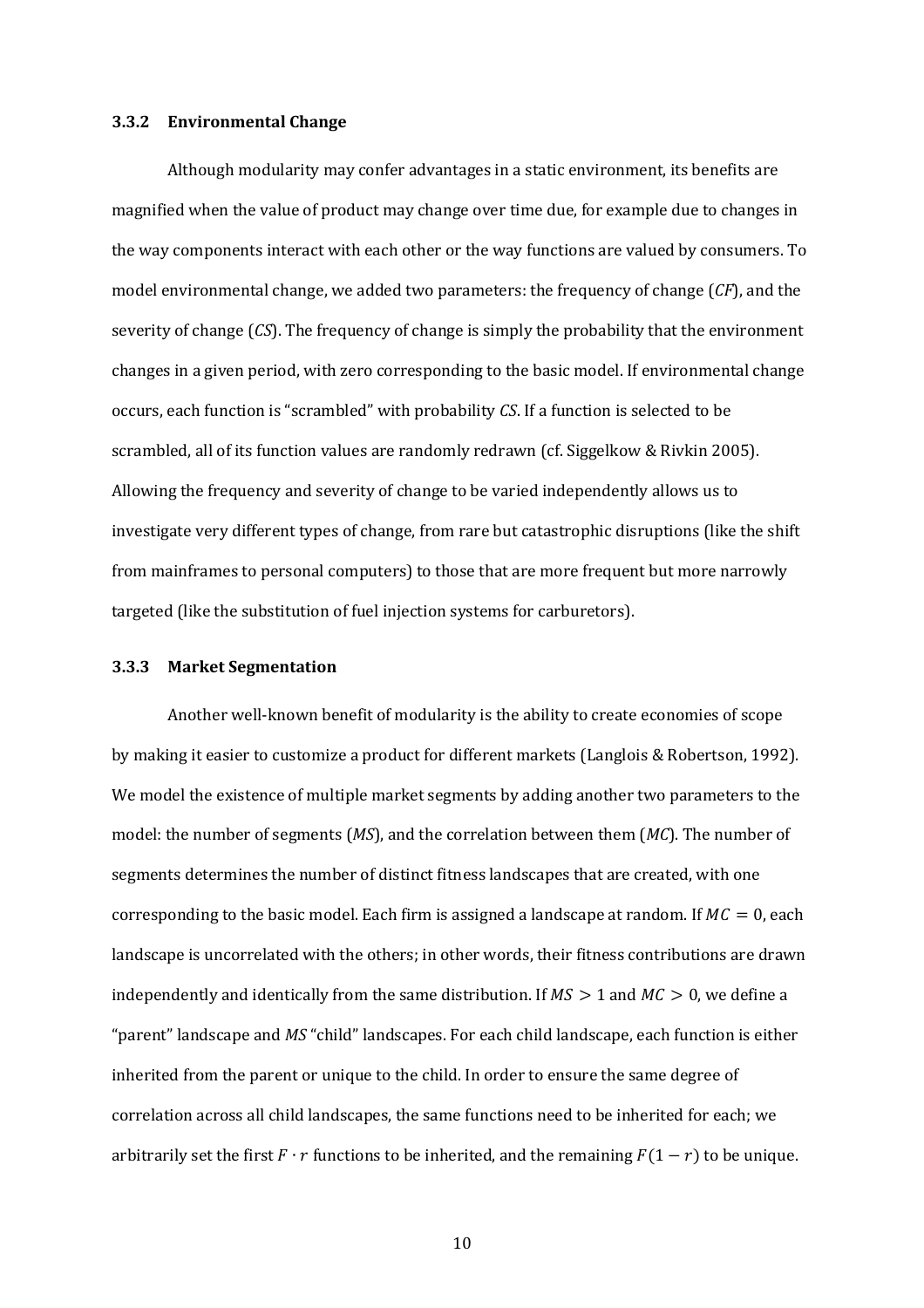### 3.3.2 Environmental Change

Although modularity may confer advantages in a static environment, its benefits are magnified when the value of product may change over time due, for example due to changes in the way components interact with each other or the way functions are valued by consumers. To model environmental change, we added two parameters: the frequency of change (*CF*), and the severity of change (*CS*). The frequency of change is simply the probability that the environment changes in a given period, with zero corresponding to the basic model. If environmental change occurs, each function is "scrambled" with probability *CS*. If a function is selected to be scrambled, all of its function values are randomly redrawn (cf. Siggelkow & Rivkin 2005). Allowing the frequency and severity of change to be varied independently allows us to investigate very different types of change, from rare but catastrophic disruptions (like the shift from mainframes to personal computers) to those that are more frequent but more narrowly targeted (like the substitution of fuel injection systems for carburetors).

### 3.3.3 Market Segmentation

Another well-known benefit of modularity is the ability to create economies of scope by making it easier to customize a product for different markets (Langlois & Robertson, 1992). We model the existence of multiple market segments by adding another two parameters to the model: the number of segments (*MS*), and the correlation between them (*MC*). The number of segments determines the number of distinct fitness landscapes that are created, with one corresponding to the basic model. Each firm is assigned a landscape at random. If $MC = 0$, each landscape is uncorrelated with the others; in other words, their fitness contributions are drawn independently and identically from the same distribution. If $MS > 1$ and $MC > 0$, we define a "parent" landscape and *MS* "child" landscapes. For each child landscape, each function is either inherited from the parent or unique to the child. In order to ensure the same degree of correlation across all child landscapes, the same functions need to be inherited for each; we arbitrarily set the first $F \cdot r$ functions to be inherited, and the remaining $F(1 - r)$ to be unique.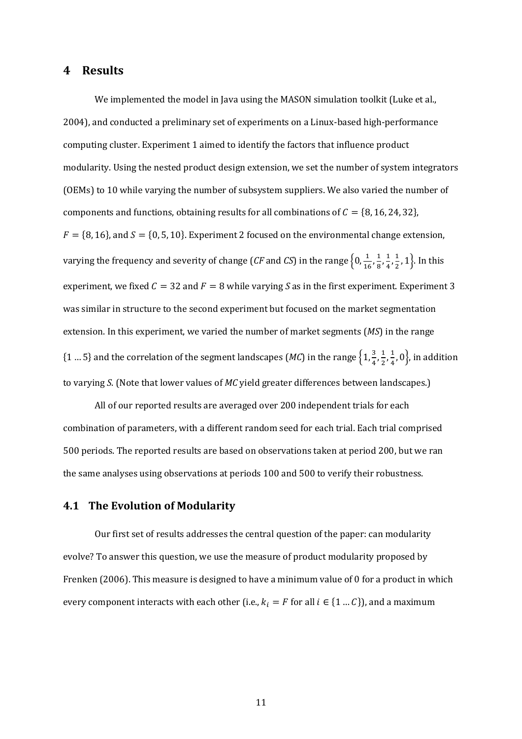# 4 Results

We implemented the model in Java using the MASON simulation toolkit (Luke et al., 2004), and conducted a preliminary set of experiments on a Linux-based high-performance computing cluster. Experiment 1 aimed to identify the factors that influence product modularity. Using the nested product design extension, we set the number of system integrators (OEMs) to 10 while varying the number of subsystem suppliers. We also varied the number of components and functions, obtaining results for all combinations of $C = \{8, 16, 24, 32\}$, $F = \{8, 16\}$, and $S = \{0, 5, 10\}$. Experiment 2 focused on the environmental change extension, varying the frequency and severity of change (*CF* and *CS*) in the range $\left\{0, \frac{1}{16}, \frac{1}{8}, \frac{1}{4}, \frac{1}{2}, 1\right\}$. In this experiment, we fixed $C = 32$ and $F = 8$ while varying *S* as in the first experiment. Experiment 3 was similar in structure to the second experiment but focused on the market segmentation extension. In this experiment, we varied the number of market segments (*MS*) in the range $\{1 \ldots 5\}$ and the correlation of the segment landscapes (*MC*) in the range $\left\{1, \frac{3}{4}, \frac{1}{2}, \frac{1}{4}, 0\right\}$, in addition to varying *S*. (Note that lower values of *MC* yield greater differences between landscapes.)

All of our reported results are averaged over 200 independent trials for each combination of parameters, with a different random seed for each trial. Each trial comprised 500 periods. The reported results are based on observations taken at period 200, but we ran the same analyses using observations at periods 100 and 500 to verify their robustness.

## 4.1 The Evolution of Modularity

Our first set of results addresses the central question of the paper: can modularity evolve? To answer this question, we use the measure of product modularity proposed by Frenken (2006). This measure is designed to have a minimum value of 0 for a product in which every component interacts with each other (i.e., $k_i = F$ for all $i \in \{1 \ldots C\}$), and a maximum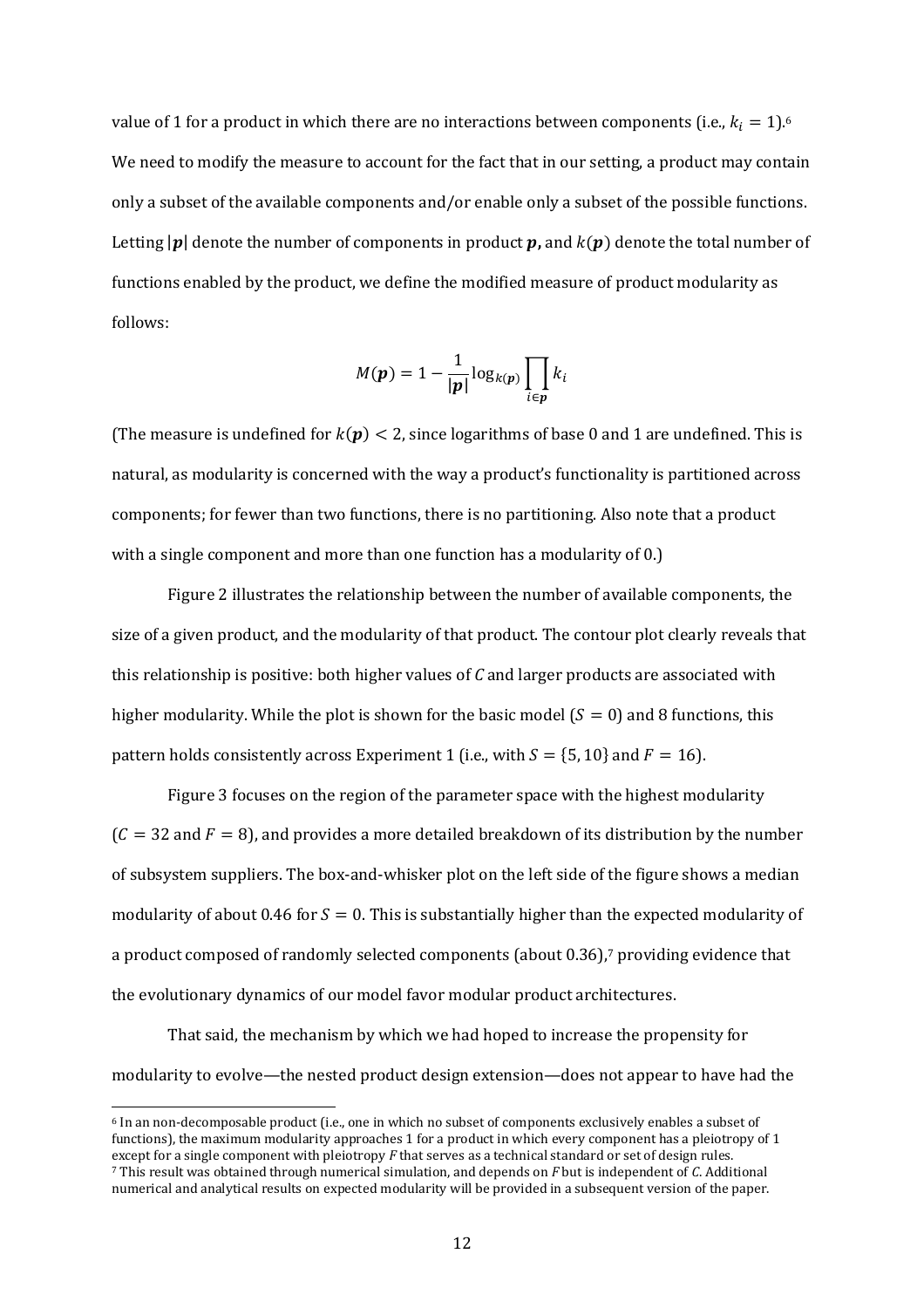value of 1 for a product in which there are no interactions between components (i.e., $k_i = 1$).[6] We need to modify the measure to account for the fact that in our setting, a product may contain only a subset of the available components and/or enable only a subset of the possible functions. Letting $|\boldsymbol{p}|$ denote the number of components in product $\boldsymbol{p}$**,** and $k(\boldsymbol{p})$ denote the total number of functions enabled by the product, we define the modified measure of product modularity as follows:

$$M(\boldsymbol{p}) = 1 - \frac{1}{|\boldsymbol{p}|} \log_{k(\boldsymbol{p})} \prod_{i \in \boldsymbol{p}} k_i$$

(The measure is undefined for $k(\boldsymbol{p}) < 2$, since logarithms of base 0 and 1 are undefined. This is natural, as modularity is concerned with the way a product's functionality is partitioned across components; for fewer than two functions, there is no partitioning. Also note that a product with a single component and more than one function has a modularity of 0.)

Figure 2 illustrates the relationship between the number of available components, the size of a given product, and the modularity of that product. The contour plot clearly reveals that this relationship is positive: both higher values of $C$ and larger products are associated with higher modularity. While the plot is shown for the basic model ($S = 0$) and 8 functions, this pattern holds consistently across Experiment 1 (i.e., with $S = \{5, 10\}$ and $F = 16$).

Figure 3 focuses on the region of the parameter space with the highest modularity ($C = 32$ and $F = 8$), and provides a more detailed breakdown of its distribution by the number of subsystem suppliers. The box-and-whisker plot on the left side of the figure shows a median modularity of about 0.46 for $S = 0$. This is substantially higher than the expected modularity of a product composed of randomly selected components (about 0.36),[7] providing evidence that the evolutionary dynamics of our model favor modular product architectures.

That said, the mechanism by which we had hoped to increase the propensity for modularity to evolve—the nested product design extension—does not appear to have had the

[6] In an non-decomposable product (i.e., one in which no subset of components exclusively enables a subset of functions), the maximum modularity approaches 1 for a product in which every component has a pleiotropy of 1 except for a single component with pleiotropy $F$ that serves as a technical standard or set of design rules.

[7] This result was obtained through numerical simulation, and depends on $F$ but is independent of $C$. Additional numerical and analytical results on expected modularity will be provided in a subsequent version of the paper.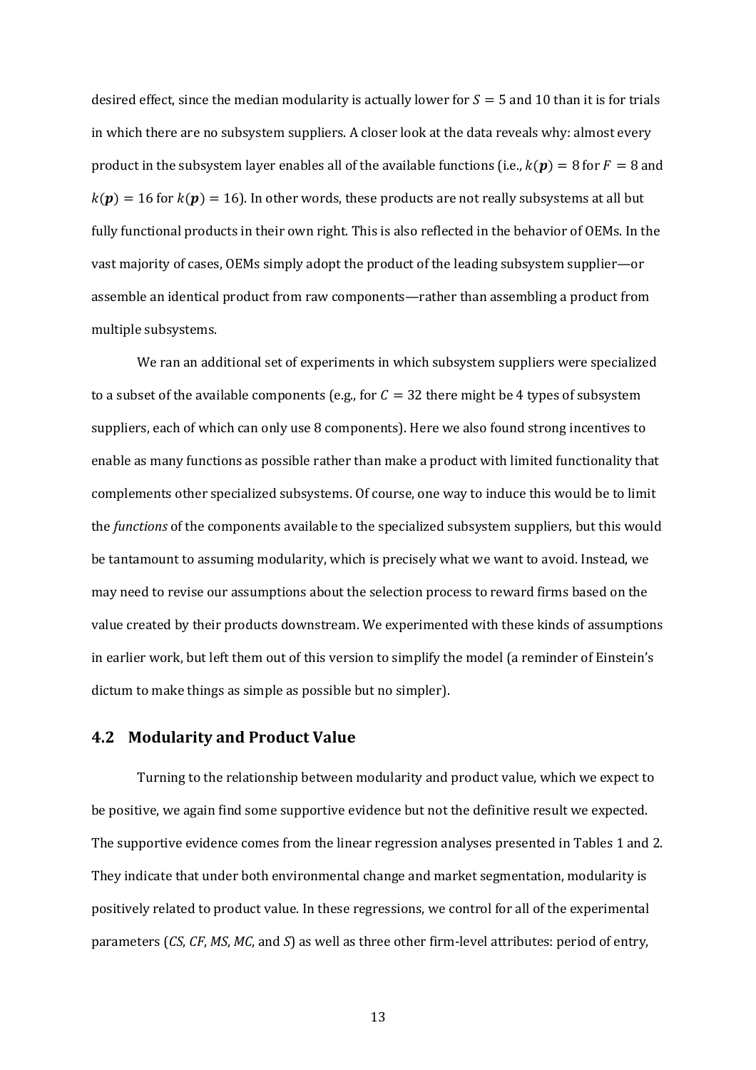desired effect, since the median modularity is actually lower for $S = 5$ and 10 than it is for trials in which there are no subsystem suppliers. A closer look at the data reveals why: almost every product in the subsystem layer enables all of the available functions (i.e., $k(\boldsymbol{p}) = 8$ for $F = 8$ and $k(\boldsymbol{p}) = 16$ for $k(\boldsymbol{p}) = 16$). In other words, these products are not really subsystems at all but fully functional products in their own right. This is also reflected in the behavior of OEMs. In the vast majority of cases, OEMs simply adopt the product of the leading subsystem supplier—or assemble an identical product from raw components—rather than assembling a product from multiple subsystems.

We ran an additional set of experiments in which subsystem suppliers were specialized to a subset of the available components (e.g., for $C = 32$ there might be 4 types of subsystem suppliers, each of which can only use 8 components). Here we also found strong incentives to enable as many functions as possible rather than make a product with limited functionality that complements other specialized subsystems. Of course, one way to induce this would be to limit the *functions* of the components available to the specialized subsystem suppliers, but this would be tantamount to assuming modularity, which is precisely what we want to avoid. Instead, we may need to revise our assumptions about the selection process to reward firms based on the value created by their products downstream. We experimented with these kinds of assumptions in earlier work, but left them out of this version to simplify the model (a reminder of Einstein's dictum to make things as simple as possible but no simpler).

## 4.2 Modularity and Product Value

Turning to the relationship between modularity and product value, which we expect to be positive, we again find some supportive evidence but not the definitive result we expected. The supportive evidence comes from the linear regression analyses presented in Tables 1 and 2. They indicate that under both environmental change and market segmentation, modularity is positively related to product value. In these regressions, we control for all of the experimental parameters (*CS*, *CF*, *MS*, *MC*, and *S*) as well as three other firm-level attributes: period of entry,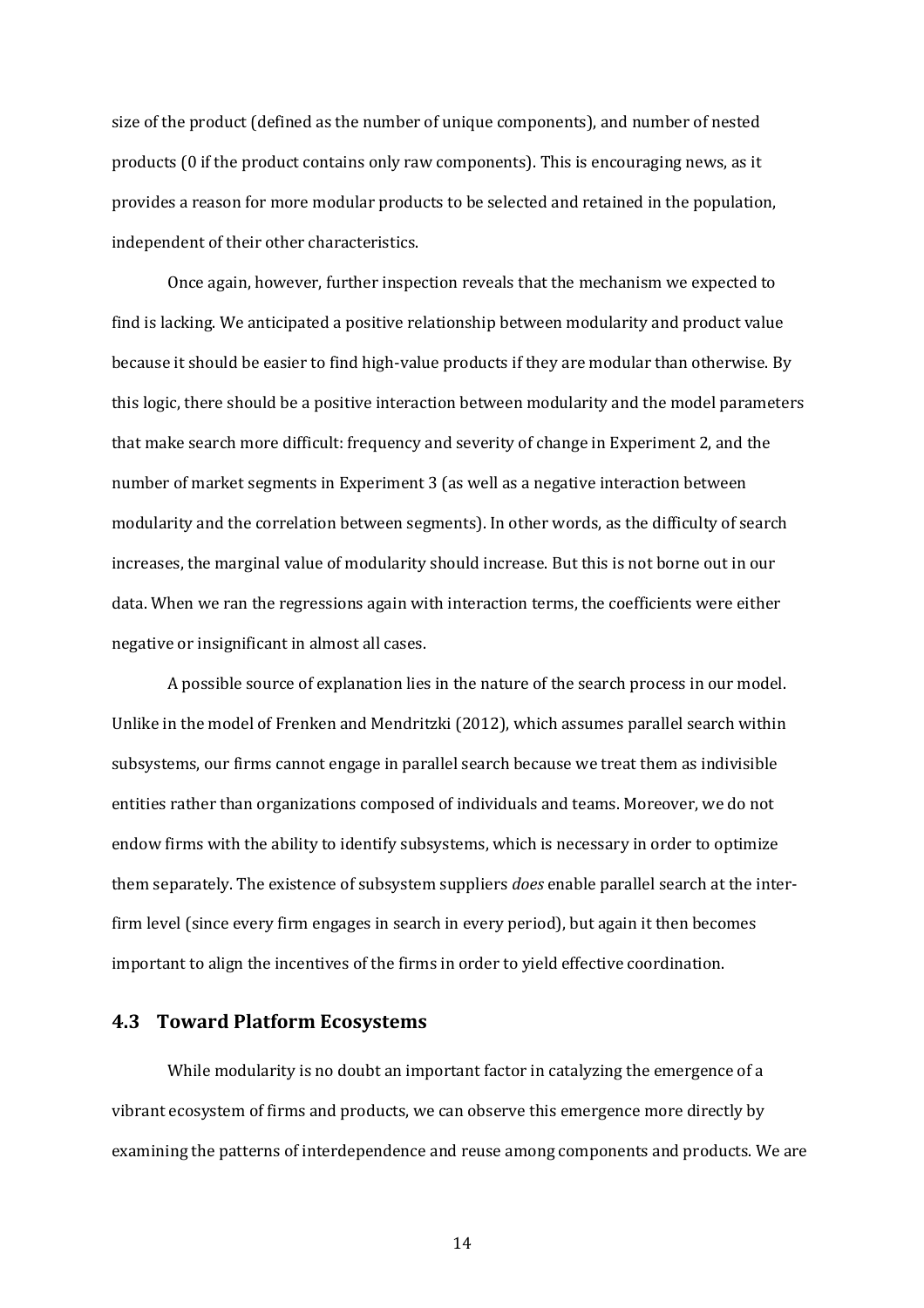size of the product (defined as the number of unique components), and number of nested products (0 if the product contains only raw components). This is encouraging news, as it provides a reason for more modular products to be selected and retained in the population, independent of their other characteristics.

Once again, however, further inspection reveals that the mechanism we expected to find is lacking. We anticipated a positive relationship between modularity and product value because it should be easier to find high-value products if they are modular than otherwise. By this logic, there should be a positive interaction between modularity and the model parameters that make search more difficult: frequency and severity of change in Experiment 2, and the number of market segments in Experiment 3 (as well as a negative interaction between modularity and the correlation between segments). In other words, as the difficulty of search increases, the marginal value of modularity should increase. But this is not borne out in our data. When we ran the regressions again with interaction terms, the coefficients were either negative or insignificant in almost all cases.

A possible source of explanation lies in the nature of the search process in our model. Unlike in the model of Frenken and Mendritzki (2012), which assumes parallel search within subsystems, our firms cannot engage in parallel search because we treat them as indivisible entities rather than organizations composed of individuals and teams. Moreover, we do not endow firms with the ability to identify subsystems, which is necessary in order to optimize them separately. The existence of subsystem suppliers *does* enable parallel search at the inter-firm level (since every firm engages in search in every period), but again it then becomes important to align the incentives of the firms in order to yield effective coordination.

### 4.3 Toward Platform Ecosystems

While modularity is no doubt an important factor in catalyzing the emergence of a vibrant ecosystem of firms and products, we can observe this emergence more directly by examining the patterns of interdependence and reuse among components and products. We are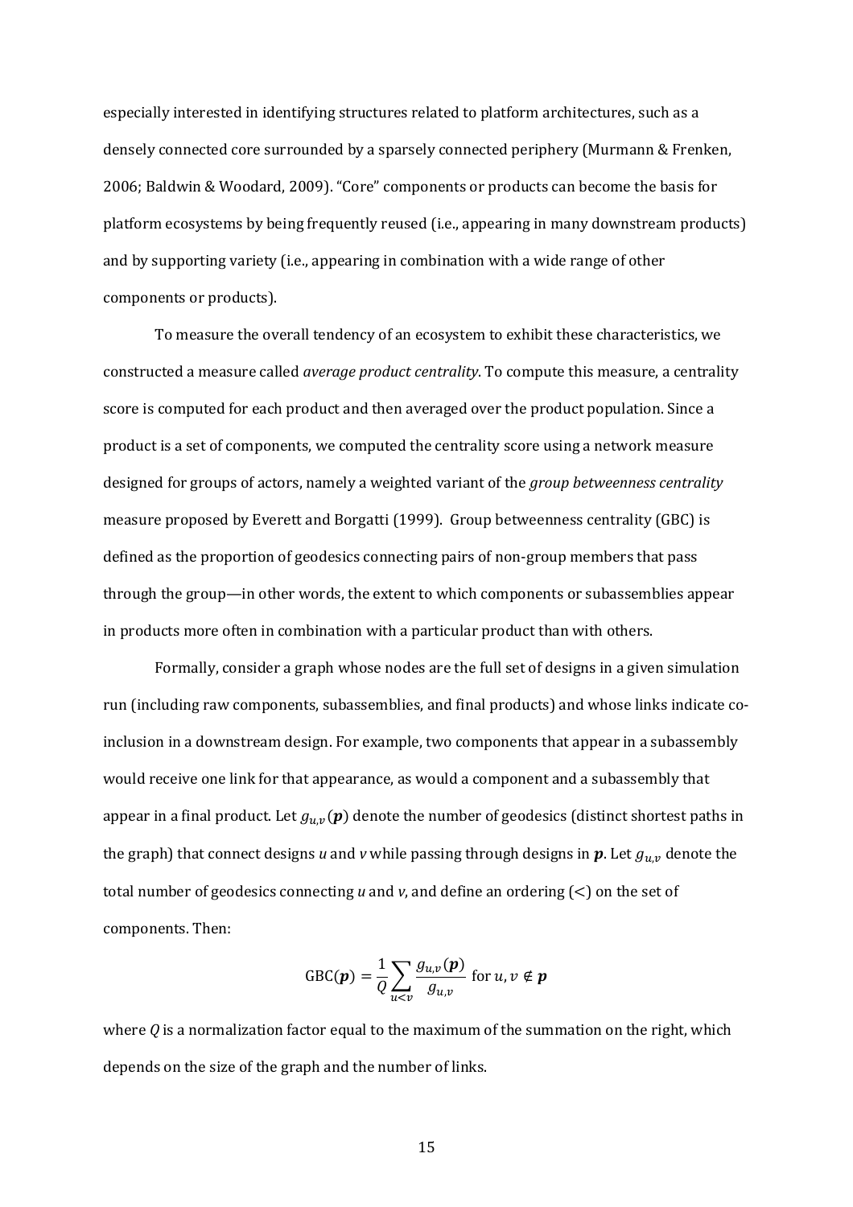especially interested in identifying structures related to platform architectures, such as a densely connected core surrounded by a sparsely connected periphery (Murmann & Frenken, 2006; Baldwin & Woodard, 2009). "Core" components or products can become the basis for platform ecosystems by being frequently reused (i.e., appearing in many downstream products) and by supporting variety (i.e., appearing in combination with a wide range of other components or products).

To measure the overall tendency of an ecosystem to exhibit these characteristics, we constructed a measure called *average product centrality*. To compute this measure, a centrality score is computed for each product and then averaged over the product population. Since a product is a set of components, we computed the centrality score using a network measure designed for groups of actors, namely a weighted variant of the *group betweenness centrality* measure proposed by Everett and Borgatti (1999). Group betweenness centrality (GBC) is defined as the proportion of geodesics connecting pairs of non-group members that pass through the group—in other words, the extent to which components or subassemblies appear in products more often in combination with a particular product than with others.

Formally, consider a graph whose nodes are the full set of designs in a given simulation run (including raw components, subassemblies, and final products) and whose links indicate co-inclusion in a downstream design. For example, two components that appear in a subassembly would receive one link for that appearance, as would a component and a subassembly that appear in a final product. Let $g_{u,v}(\boldsymbol{p})$ denote the number of geodesics (distinct shortest paths in the graph) that connect designs *u* and *v* while passing through designs in $\boldsymbol{p}$. Let $g_{u,v}$ denote the total number of geodesics connecting *u* and *v*, and define an ordering ($<$) on the set of components. Then:

$$\mathrm{GBC}(\boldsymbol{p}) = \frac{1}{Q}\sum_{u<v}\frac{g_{u,v}(\boldsymbol{p})}{g_{u,v}} \text{ for } u, v \notin \boldsymbol{p}$$

where $Q$ is a normalization factor equal to the maximum of the summation on the right, which depends on the size of the graph and the number of links.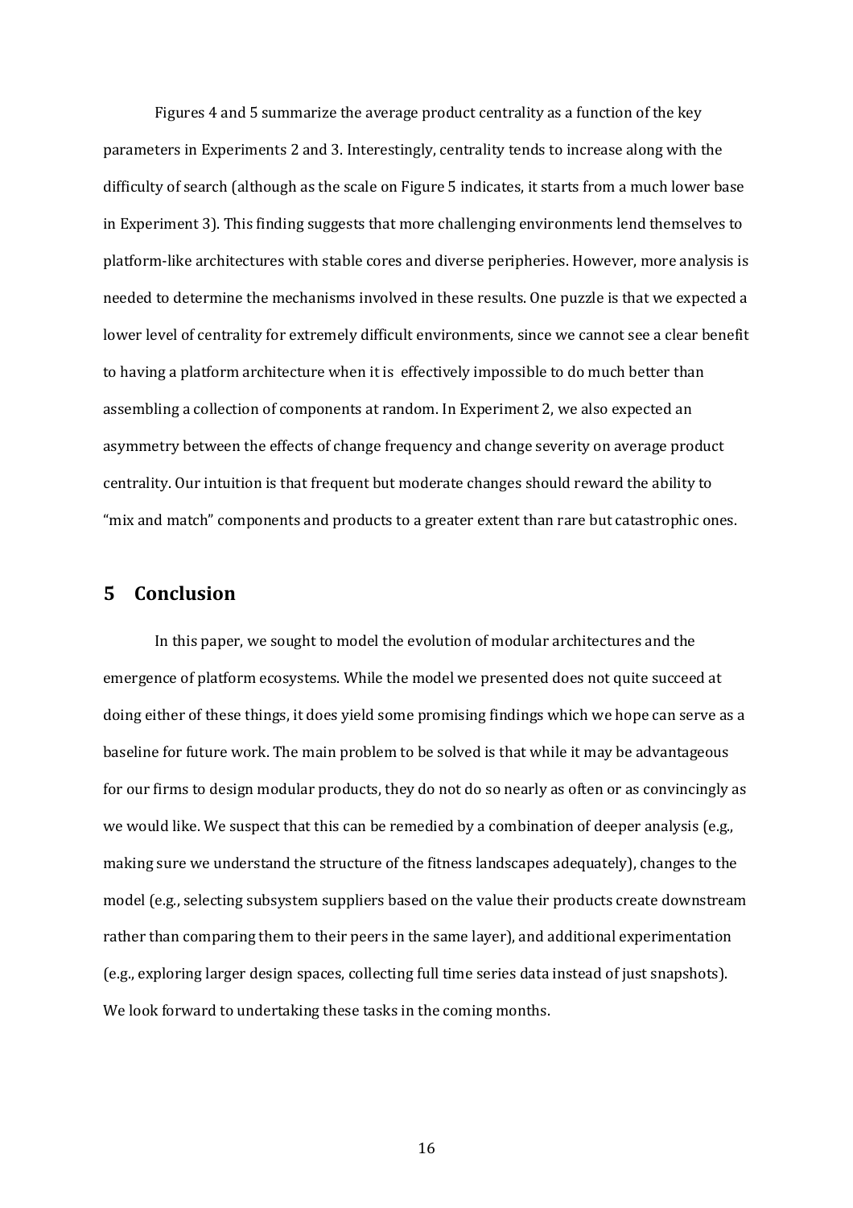Figures 4 and 5 summarize the average product centrality as a function of the key parameters in Experiments 2 and 3. Interestingly, centrality tends to increase along with the difficulty of search (although as the scale on Figure 5 indicates, it starts from a much lower base in Experiment 3). This finding suggests that more challenging environments lend themselves to platform-like architectures with stable cores and diverse peripheries. However, more analysis is needed to determine the mechanisms involved in these results. One puzzle is that we expected a lower level of centrality for extremely difficult environments, since we cannot see a clear benefit to having a platform architecture when it is effectively impossible to do much better than assembling a collection of components at random. In Experiment 2, we also expected an asymmetry between the effects of change frequency and change severity on average product centrality. Our intuition is that frequent but moderate changes should reward the ability to "mix and match" components and products to a greater extent than rare but catastrophic ones.

## 5 Conclusion

In this paper, we sought to model the evolution of modular architectures and the emergence of platform ecosystems. While the model we presented does not quite succeed at doing either of these things, it does yield some promising findings which we hope can serve as a baseline for future work. The main problem to be solved is that while it may be advantageous for our firms to design modular products, they do not do so nearly as often or as convincingly as we would like. We suspect that this can be remedied by a combination of deeper analysis (e.g., making sure we understand the structure of the fitness landscapes adequately), changes to the model (e.g., selecting subsystem suppliers based on the value their products create downstream rather than comparing them to their peers in the same layer), and additional experimentation (e.g., exploring larger design spaces, collecting full time series data instead of just snapshots). We look forward to undertaking these tasks in the coming months.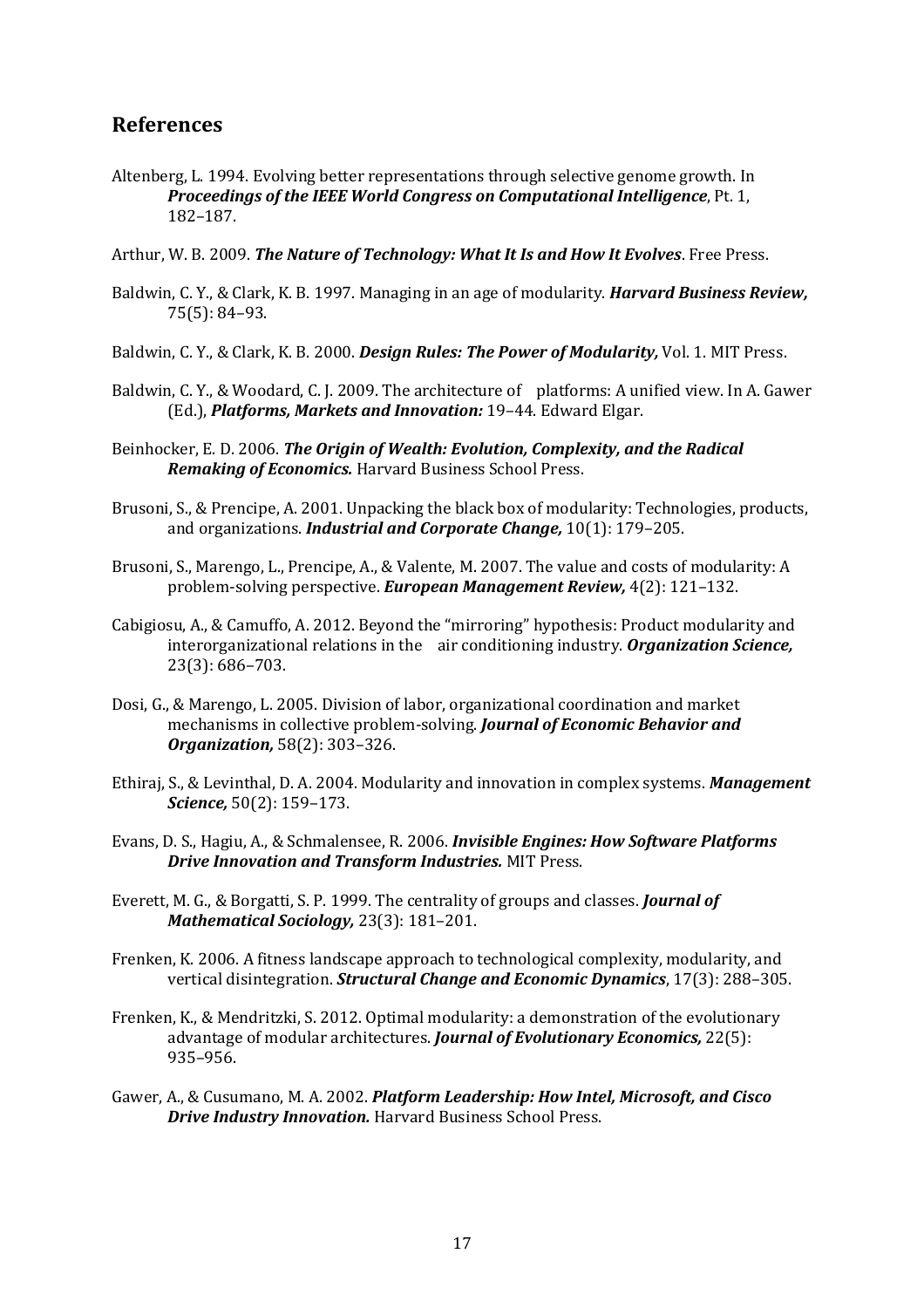## References

Altenberg, L. 1994. Evolving better representations through selective genome growth. In ***Proceedings of the IEEE World Congress on Computational Intelligence***, Pt. 1, 182–187.

Arthur, W. B. 2009. ***The Nature of Technology: What It Is and How It Evolves***. Free Press.

Baldwin, C. Y., & Clark, K. B. 1997. Managing in an age of modularity. ***Harvard Business Review,*** 75(5): 84–93.

Baldwin, C. Y., & Clark, K. B. 2000. ***Design Rules: The Power of Modularity,*** Vol. 1. MIT Press.

Baldwin, C. Y., & Woodard, C. J. 2009. The architecture of platforms: A unified view. In A. Gawer (Ed.), ***Platforms, Markets and Innovation:*** 19–44. Edward Elgar.

Beinhocker, E. D. 2006. ***The Origin of Wealth: Evolution, Complexity, and the Radical Remaking of Economics.*** Harvard Business School Press.

Brusoni, S., & Prencipe, A. 2001. Unpacking the black box of modularity: Technologies, products, and organizations. ***Industrial and Corporate Change,*** 10(1): 179–205.

Brusoni, S., Marengo, L., Prencipe, A., & Valente, M. 2007. The value and costs of modularity: A problem-solving perspective. ***European Management Review,*** 4(2): 121–132.

Cabigiosu, A., & Camuffo, A. 2012. Beyond the "mirroring" hypothesis: Product modularity and interorganizational relations in the air conditioning industry. ***Organization Science,*** 23(3): 686–703.

Dosi, G., & Marengo, L. 2005. Division of labor, organizational coordination and market mechanisms in collective problem-solving. ***Journal of Economic Behavior and Organization,*** 58(2): 303–326.

Ethiraj, S., & Levinthal, D. A. 2004. Modularity and innovation in complex systems. ***Management Science,*** 50(2): 159–173.

Evans, D. S., Hagiu, A., & Schmalensee, R. 2006. ***Invisible Engines: How Software Platforms Drive Innovation and Transform Industries.*** MIT Press.

Everett, M. G., & Borgatti, S. P. 1999. The centrality of groups and classes. ***Journal of Mathematical Sociology,*** 23(3): 181–201.

Frenken, K. 2006. A fitness landscape approach to technological complexity, modularity, and vertical disintegration. ***Structural Change and Economic Dynamics***, 17(3): 288–305.

Frenken, K., & Mendritzki, S. 2012. Optimal modularity: a demonstration of the evolutionary advantage of modular architectures. ***Journal of Evolutionary Economics,*** 22(5): 935–956.

Gawer, A., & Cusumano, M. A. 2002. ***Platform Leadership: How Intel, Microsoft, and Cisco Drive Industry Innovation.*** Harvard Business School Press.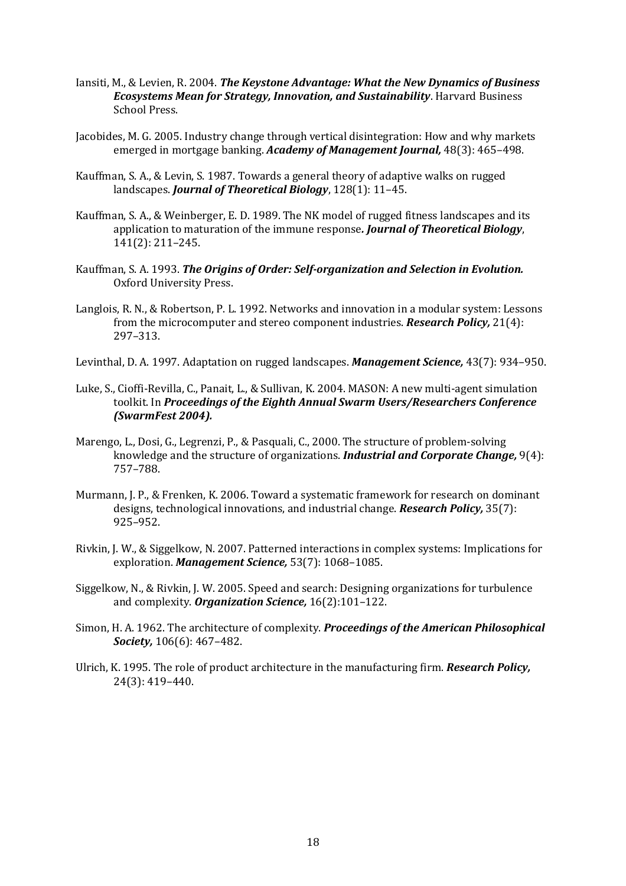Iansiti, M., & Levien, R. 2004. ***The Keystone Advantage: What the New Dynamics of Business Ecosystems Mean for Strategy, Innovation, and Sustainability***. Harvard Business School Press.

Jacobides, M. G. 2005. Industry change through vertical disintegration: How and why markets emerged in mortgage banking. ***Academy of Management Journal,*** 48(3): 465–498.

Kauffman, S. A., & Levin, S. 1987. Towards a general theory of adaptive walks on rugged landscapes. ***Journal of Theoretical Biology***, 128(1): 11–45.

Kauffman, S. A., & Weinberger, E. D. 1989. The NK model of rugged fitness landscapes and its application to maturation of the immune response**.** ***Journal of Theoretical Biology***, 141(2): 211–245.

Kauffman, S. A. 1993. ***The Origins of Order: Self-organization and Selection in Evolution.*** Oxford University Press.

Langlois, R. N., & Robertson, P. L. 1992. Networks and innovation in a modular system: Lessons from the microcomputer and stereo component industries. ***Research Policy,*** 21(4): 297–313.

Levinthal, D. A. 1997. Adaptation on rugged landscapes. ***Management Science,*** 43(7): 934–950.

Luke, S., Cioffi-Revilla, C., Panait, L., & Sullivan, K. 2004. MASON: A new multi-agent simulation toolkit. In ***Proceedings of the Eighth Annual Swarm Users/Researchers Conference (SwarmFest 2004).***

Marengo, L., Dosi, G., Legrenzi, P., & Pasquali, C., 2000. The structure of problem-solving knowledge and the structure of organizations. ***Industrial and Corporate Change,*** 9(4): 757–788.

Murmann, J. P., & Frenken, K. 2006. Toward a systematic framework for research on dominant designs, technological innovations, and industrial change. ***Research Policy,*** 35(7): 925–952.

Rivkin, J. W., & Siggelkow, N. 2007. Patterned interactions in complex systems: Implications for exploration. ***Management Science,*** 53(7): 1068–1085.

Siggelkow, N., & Rivkin, J. W. 2005. Speed and search: Designing organizations for turbulence and complexity. ***Organization Science,*** 16(2):101–122.

Simon, H. A. 1962. The architecture of complexity. ***Proceedings of the American Philosophical Society,*** 106(6): 467–482.

Ulrich, K. 1995. The role of product architecture in the manufacturing firm. ***Research Policy,*** 24(3): 419–440.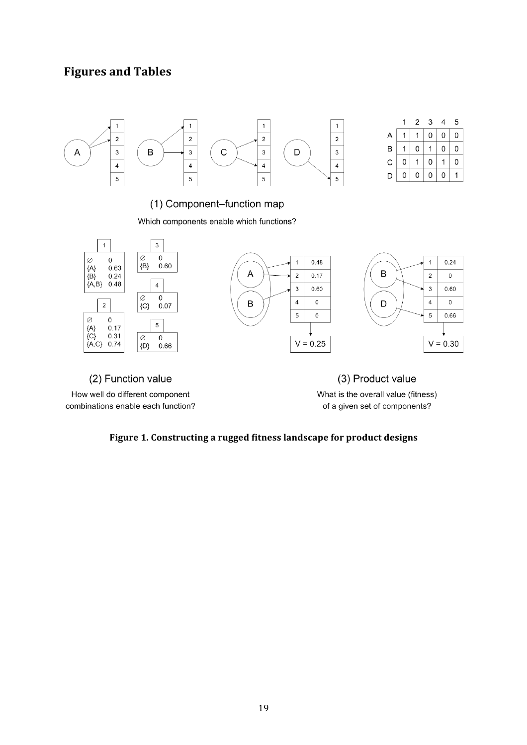## Figures and Tables

Figure 1. Constructing a rugged fitness landscape for product designs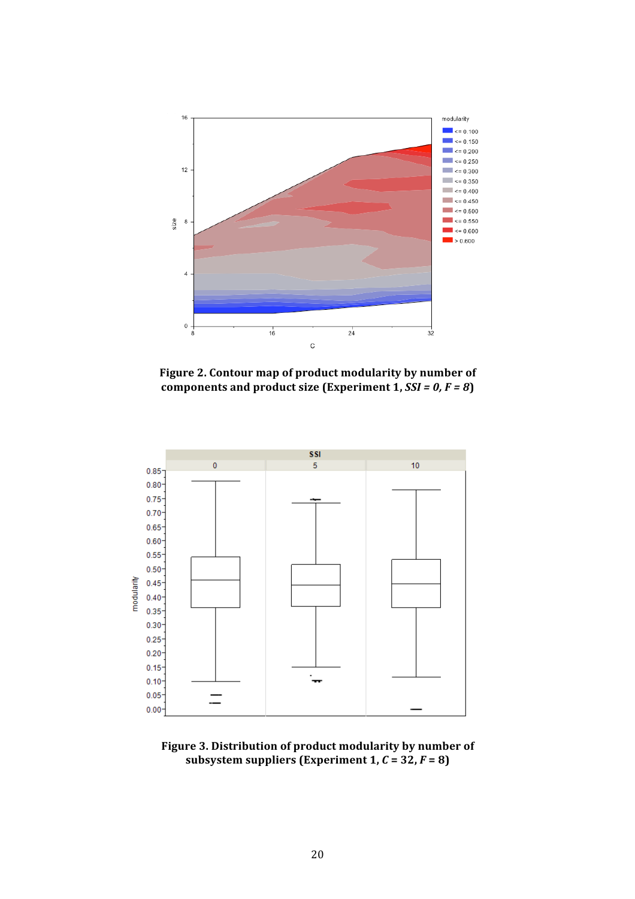**Figure 2. Contour map of product modularity by number of components and product size (Experiment 1, *SSI = 0, F = 8*)**

**Figure 3. Distribution of product modularity by number of subsystem suppliers (Experiment 1, *C* = 32, *F* = 8)**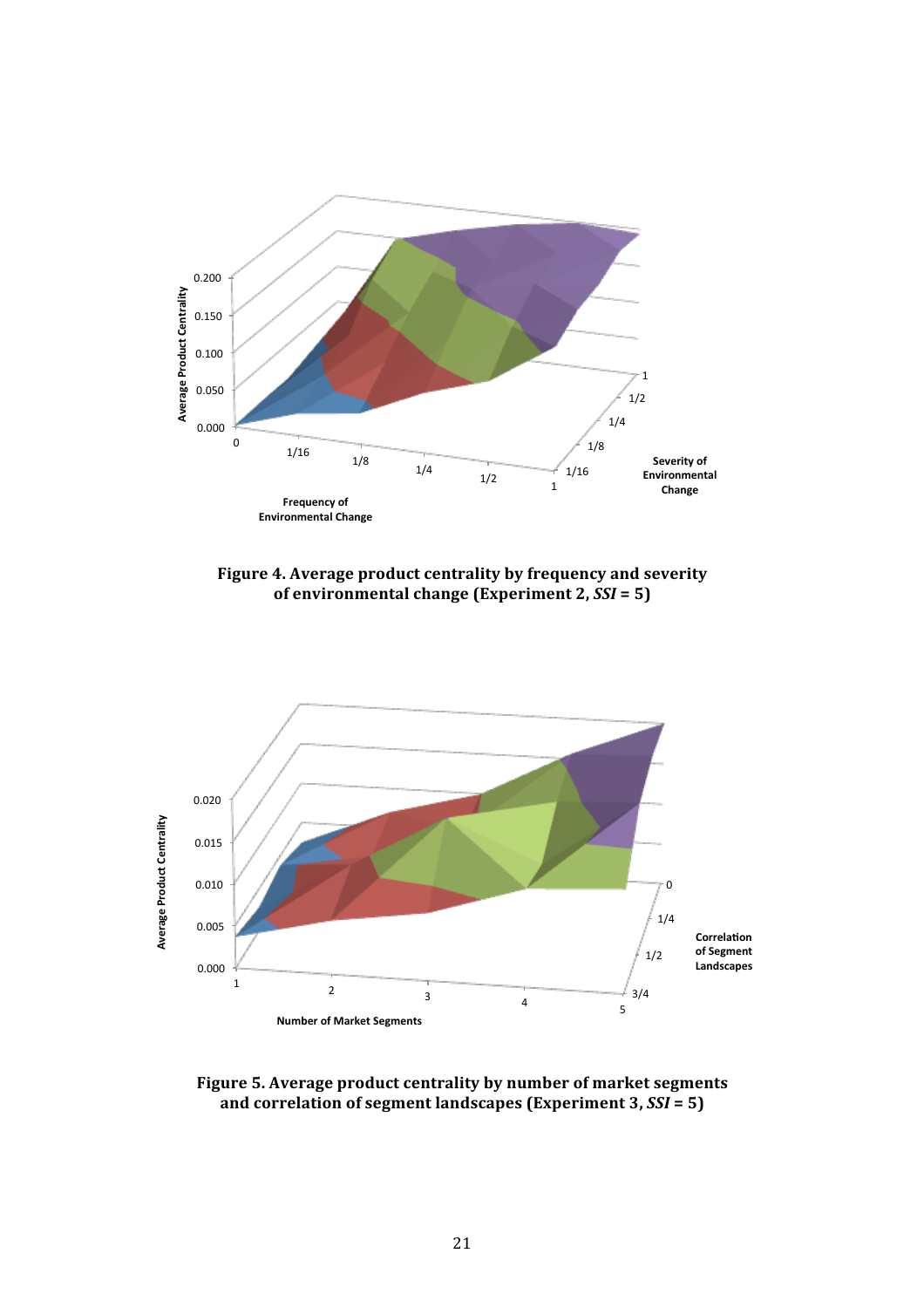**Figure 4. Average product centrality by frequency and severity of environmental change (Experiment 2, *SSI* = 5)**

**Figure 5. Average product centrality by number of market segments and correlation of segment landscapes (Experiment 3, *SSI* = 5)**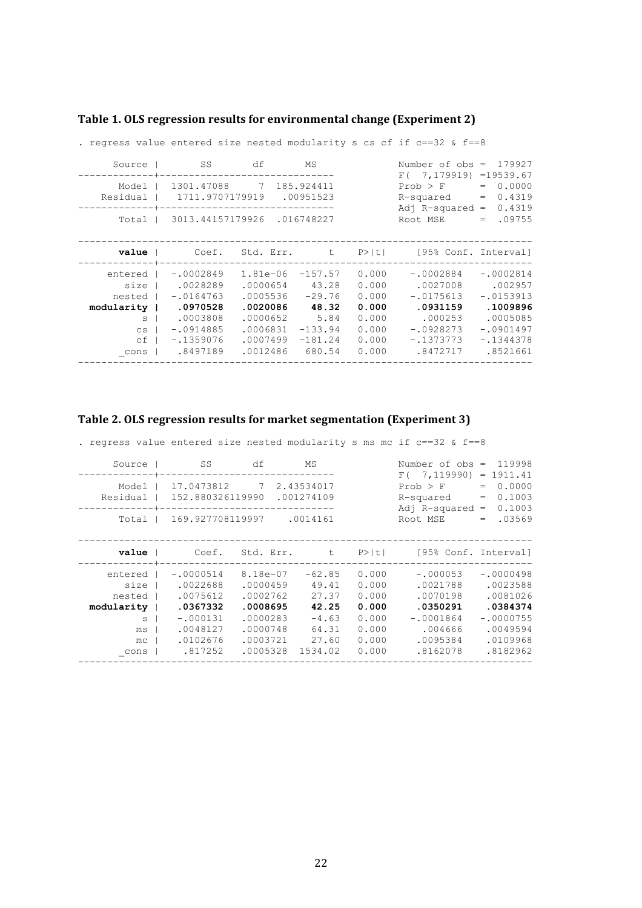### Table 1. OLS regression results for environmental change (Experiment 2)

```
. regress value entered size nested modularity s cs cf if c==32 & f==8

      Source |       SS       df       MS              Number of obs =  179927
-------------+------------------------------           F(  7,179919) =19539.67
       Model |  1301.47088     7  185.924411           Prob > F      =  0.0000
    Residual |  1711.9707179919  .00951523             R-squared     =  0.4319
-------------+------------------------------           Adj R-squared =  0.4319
       Total |  3013.44157179926  .016748227           Root MSE      =  .09755

------------------------------------------------------------------------------
       value |      Coef.   Std. Err.      t    P>|t|     [95% Conf. Interval]
-------------+----------------------------------------------------------------
     entered |  -.0002849   1.81e-06  -157.57   0.000    -.0002884   -.0002814
        size |   .0028289   .0000654    43.28   0.000     .0027008     .002957
      nested |  -.0164763   .0005536   -29.76   0.000    -.0175613   -.0153913
  modularity |   .0970528   .0020086    48.32   0.000     .0931159    .1009896
           s |   .0003808   .0000652     5.84   0.000      .000253    .0005085
          cs |  -.0914885   .0006831  -133.94   0.000    -.0928273   -.0901497
          cf |  -.1359076   .0007499  -181.24   0.000    -.1373773   -.1344378
       _cons |   .8497189   .0012486   680.54   0.000     .8472717    .8521661
------------------------------------------------------------------------------
```

### Table 2. OLS regression results for market segmentation (Experiment 3)

```
. regress value entered size nested modularity s ms mc if c==32 & f==8

      Source |       SS       df       MS              Number of obs =  119998
-------------+------------------------------           F(  7,119990) = 1911.41
       Model |  17.0473812     7  2.43534017           Prob > F      =  0.0000
    Residual |  152.880326119990  .001274109           R-squared     =  0.1003
-------------+------------------------------           Adj R-squared =  0.1003
       Total |  169.927708119997    .0014161           Root MSE      =  .03569

------------------------------------------------------------------------------
       value |      Coef.   Std. Err.      t    P>|t|     [95% Conf. Interval]
-------------+----------------------------------------------------------------
     entered |  -.0000514   8.18e-07   -62.85   0.000     -.000053   -.0000498
        size |   .0022688   .0000459    49.41   0.000     .0021788    .0023588
      nested |   .0075612   .0002762    27.37   0.000     .0070198    .0081026
  modularity |   .0367332   .0008695    42.25   0.000     .0350291    .0384374
           s |   -.000131   .0000283    -4.63   0.000    -.0001864   -.0000755
          ms |   .0048127   .0000748    64.31   0.000      .004666    .0049594
          mc |   .0102676   .0003721    27.60   0.000     .0095384    .0109968
       _cons |    .817252   .0005328  1534.02   0.000     .8162078    .8182962
------------------------------------------------------------------------------
```